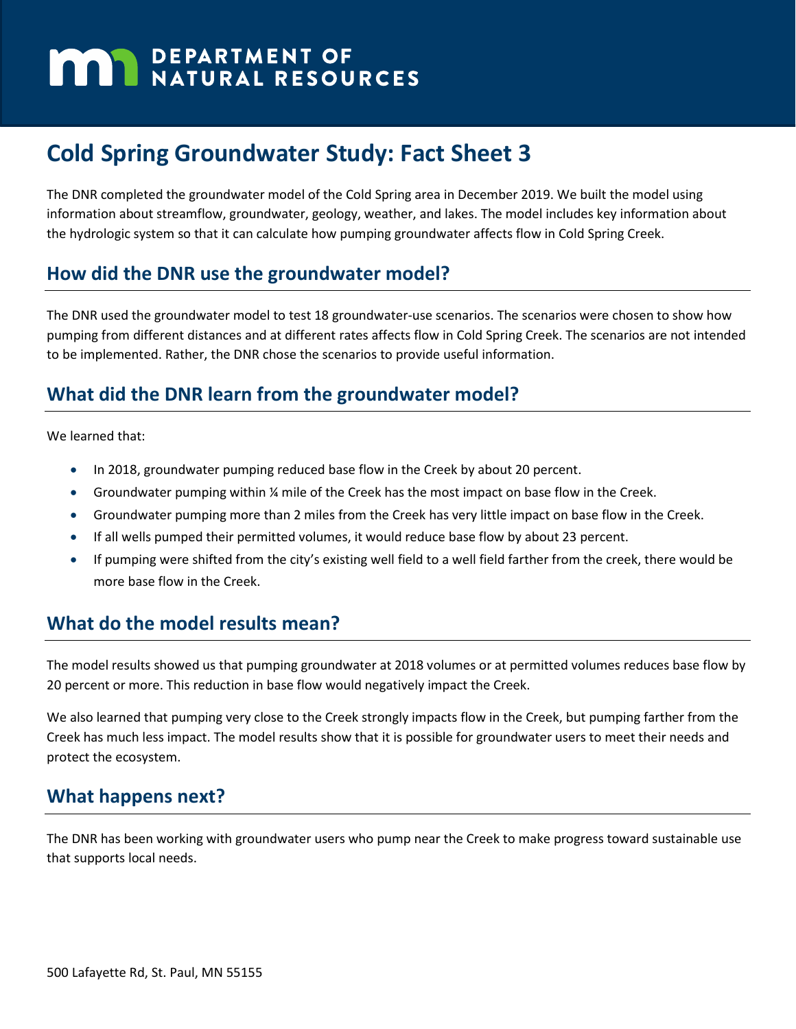# DEPARTMENT OF NATURAL RESOURCES

# Cold Spring Groundwater Study: Fact Sheet 3

The DNR completed the groundwater model of the Cold Spring area in December 2019. We built the model using information about streamflow, groundwater, geology, weather, and lakes. The model includes key information about the hydrologic system so that it can calculate how pumping groundwater affects flow in Cold Spring Creek.

## How did the DNR use the groundwater model?

The DNR used the groundwater model to test 18 groundwater-use scenarios. The scenarios were chosen to show how pumping from different distances and at different rates affects flow in Cold Spring Creek. The scenarios are not intended to be implemented. Rather, the DNR chose the scenarios to provide useful information.

## What did the DNR learn from the groundwater model?

We learned that:

- In 2018, groundwater pumping reduced base flow in the Creek by about 20 percent.
- Groundwater pumping within ¼ mile of the Creek has the most impact on base flow in the Creek.
- Groundwater pumping more than 2 miles from the Creek has very little impact on base flow in the Creek.
- If all wells pumped their permitted volumes, it would reduce base flow by about 23 percent.
- If pumping were shifted from the city's existing well field to a well field farther from the creek, there would be more base flow in the Creek.

## What do the model results mean?

The model results showed us that pumping groundwater at 2018 volumes or at permitted volumes reduces base flow by 20 percent or more. This reduction in base flow would negatively impact the Creek.

We also learned that pumping very close to the Creek strongly impacts flow in the Creek, but pumping farther from the Creek has much less impact. The model results show that it is possible for groundwater users to meet their needs and protect the ecosystem.

## What happens next?

The DNR has been working with groundwater users who pump near the Creek to make progress toward sustainable use that supports local needs.

500 Lafayette Rd, St. Paul, MN 55155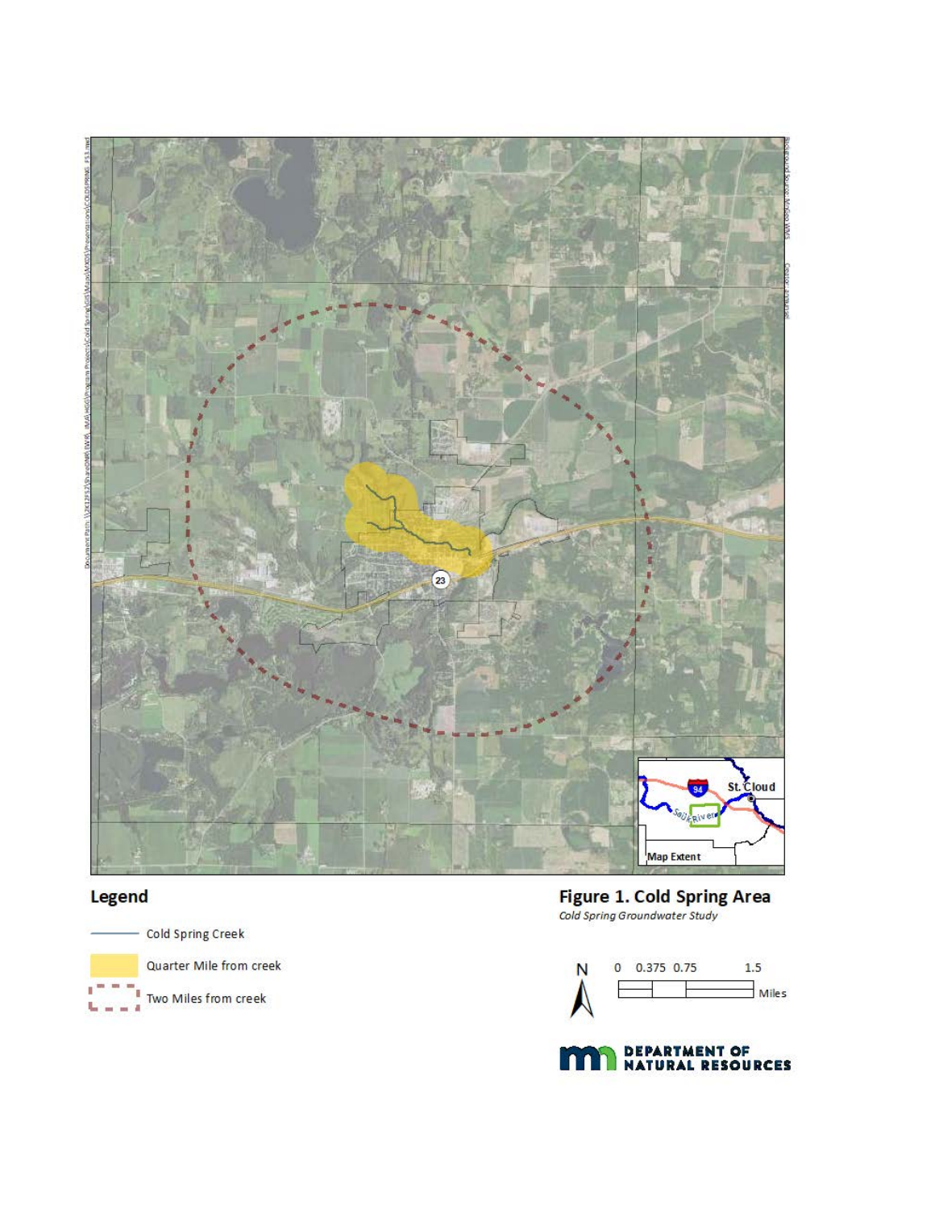Legend

Cold Spring Creek

Quarter Mile from creek

Two Miles from creek

**Figure 1. Cold Spring Area**

*Cold Spring Groundwater Study*

N

0 0.375 0.75 1.5

Miles

DEPARTMENT OF NATURAL RESOURCES